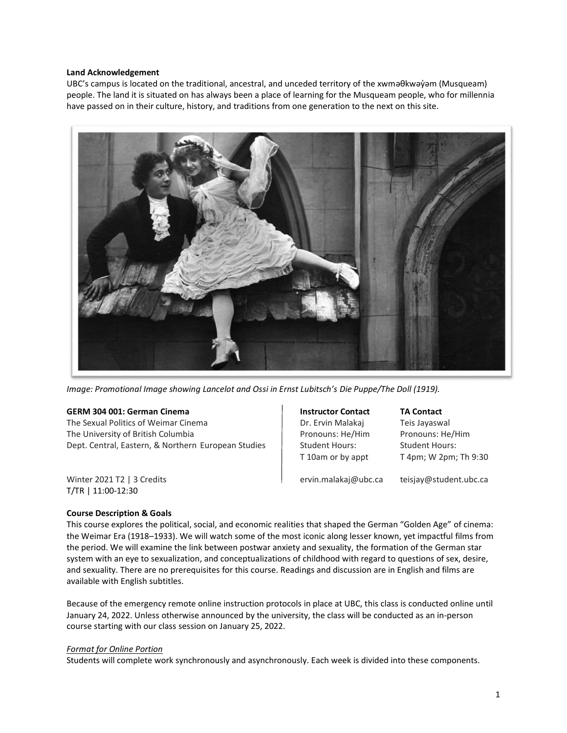**Land Acknowledgement**

UBC's campus is located on the traditional, ancestral, and unceded territory of the xwməθkwəy̓əm (Musqueam) people. The land it is situated on has always been a place of learning for the Musqueam people, who for millennia have passed on in their culture, history, and traditions from one generation to the next on this site.

*Image: Promotional Image showing Lancelot and Ossi in Ernst Lubitsch's Die Puppe/The Doll (1919).*

**GERM 304 001: German Cinema**
The Sexual Politics of Weimar Cinema
The University of British Columbia
Dept. Central, Eastern, & Northern European Studies

Winter 2021 T2 | 3 Credits
T/TR | 11:00-12:30

| **Instructor Contact** | **TA Contact** |
|---|---|
| Dr. Ervin Malakaj | Teis Jayaswal |
| Pronouns: He/Him | Pronouns: He/Him |
| Student Hours: | Student Hours: |
| T 10am or by appt | T 4pm; W 2pm; Th 9:30 |
| ervin.malakaj@ubc.ca | teisjay@student.ubc.ca |

**Course Description & Goals**

This course explores the political, social, and economic realities that shaped the German "Golden Age" of cinema: the Weimar Era (1918–1933). We will watch some of the most iconic along lesser known, yet impactful films from the period. We will examine the link between postwar anxiety and sexuality, the formation of the German star system with an eye to sexualization, and conceptualizations of childhood with regard to questions of sex, desire, and sexuality. There are no prerequisites for this course. Readings and discussion are in English and films are available with English subtitles.

Because of the emergency remote online instruction protocols in place at UBC, this class is conducted online until January 24, 2022. Unless otherwise announced by the university, the class will be conducted as an in-person course starting with our class session on January 25, 2022.

*Format for Online Portion*

Students will complete work synchronously and asynchronously. Each week is divided into these components.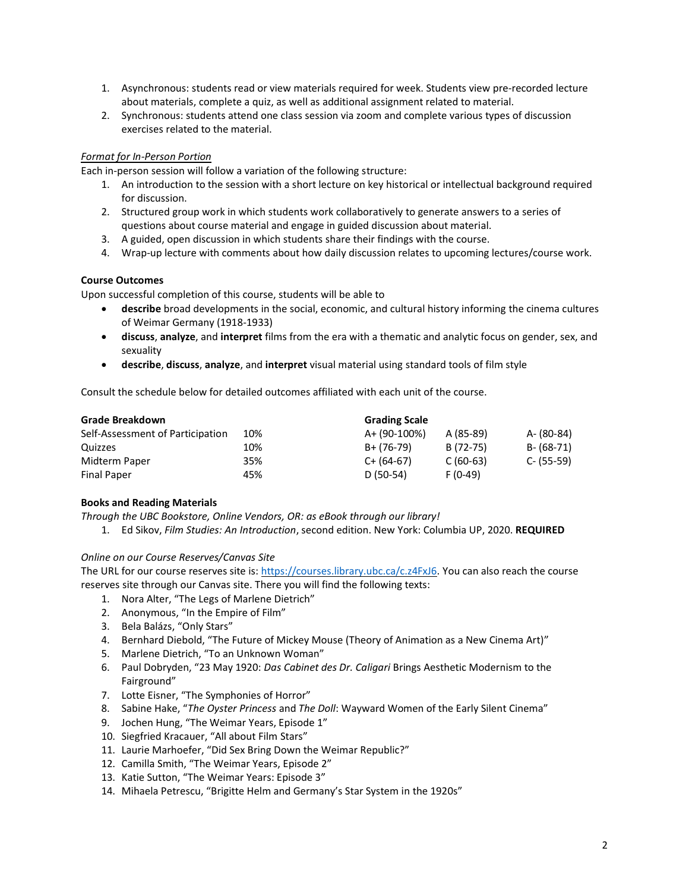1. Asynchronous: students read or view materials required for week. Students view pre-recorded lecture about materials, complete a quiz, as well as additional assignment related to material.
2. Synchronous: students attend one class session via zoom and complete various types of discussion exercises related to the material.

*Format for In-Person Portion*

Each in-person session will follow a variation of the following structure:

1. An introduction to the session with a short lecture on key historical or intellectual background required for discussion.
2. Structured group work in which students work collaboratively to generate answers to a series of questions about course material and engage in guided discussion about material.
3. A guided, open discussion in which students share their findings with the course.
4. Wrap-up lecture with comments about how daily discussion relates to upcoming lectures/course work.

**Course Outcomes**

Upon successful completion of this course, students will be able to

- **describe** broad developments in the social, economic, and cultural history informing the cinema cultures of Weimar Germany (1918-1933)
- **discuss**, **analyze**, and **interpret** films from the era with a thematic and analytic focus on gender, sex, and sexuality
- **describe**, **discuss**, **analyze**, and **interpret** visual material using standard tools of film style

Consult the schedule below for detailed outcomes affiliated with each unit of the course.

| **Grade Breakdown** | | **Grading Scale** | | |
|---|---|---|---|---|
| Self-Assessment of Participation | 10% | A+ (90-100%) | A (85-89) | A- (80-84) |
| Quizzes | 10% | B+ (76-79) | B (72-75) | B- (68-71) |
| Midterm Paper | 35% | C+ (64-67) | C (60-63) | C- (55-59) |
| Final Paper | 45% | D (50-54) | F (0-49) | |

**Books and Reading Materials**

*Through the UBC Bookstore, Online Vendors, OR: as eBook through our library!*

1. Ed Sikov, *Film Studies: An Introduction*, second edition. New York: Columbia UP, 2020. **REQUIRED**

*Online on our Course Reserves/Canvas Site*

The URL for our course reserves site is: https://courses.library.ubc.ca/c.z4FxJ6. You can also reach the course reserves site through our Canvas site. There you will find the following texts:

1. Nora Alter, "The Legs of Marlene Dietrich"
2. Anonymous, "In the Empire of Film"
3. Bela Balázs, "Only Stars"
4. Bernhard Diebold, "The Future of Mickey Mouse (Theory of Animation as a New Cinema Art)"
5. Marlene Dietrich, "To an Unknown Woman"
6. Paul Dobryden, "23 May 1920: *Das Cabinet des Dr. Caligari* Brings Aesthetic Modernism to the Fairground"
7. Lotte Eisner, "The Symphonies of Horror"
8. Sabine Hake, "*The Oyster Princess* and *The Doll*: Wayward Women of the Early Silent Cinema"
9. Jochen Hung, "The Weimar Years, Episode 1"
10. Siegfried Kracauer, "All about Film Stars"
11. Laurie Marhoefer, "Did Sex Bring Down the Weimar Republic?"
12. Camilla Smith, "The Weimar Years, Episode 2"
13. Katie Sutton, "The Weimar Years: Episode 3"
14. Mihaela Petrescu, "Brigitte Helm and Germany's Star System in the 1920s"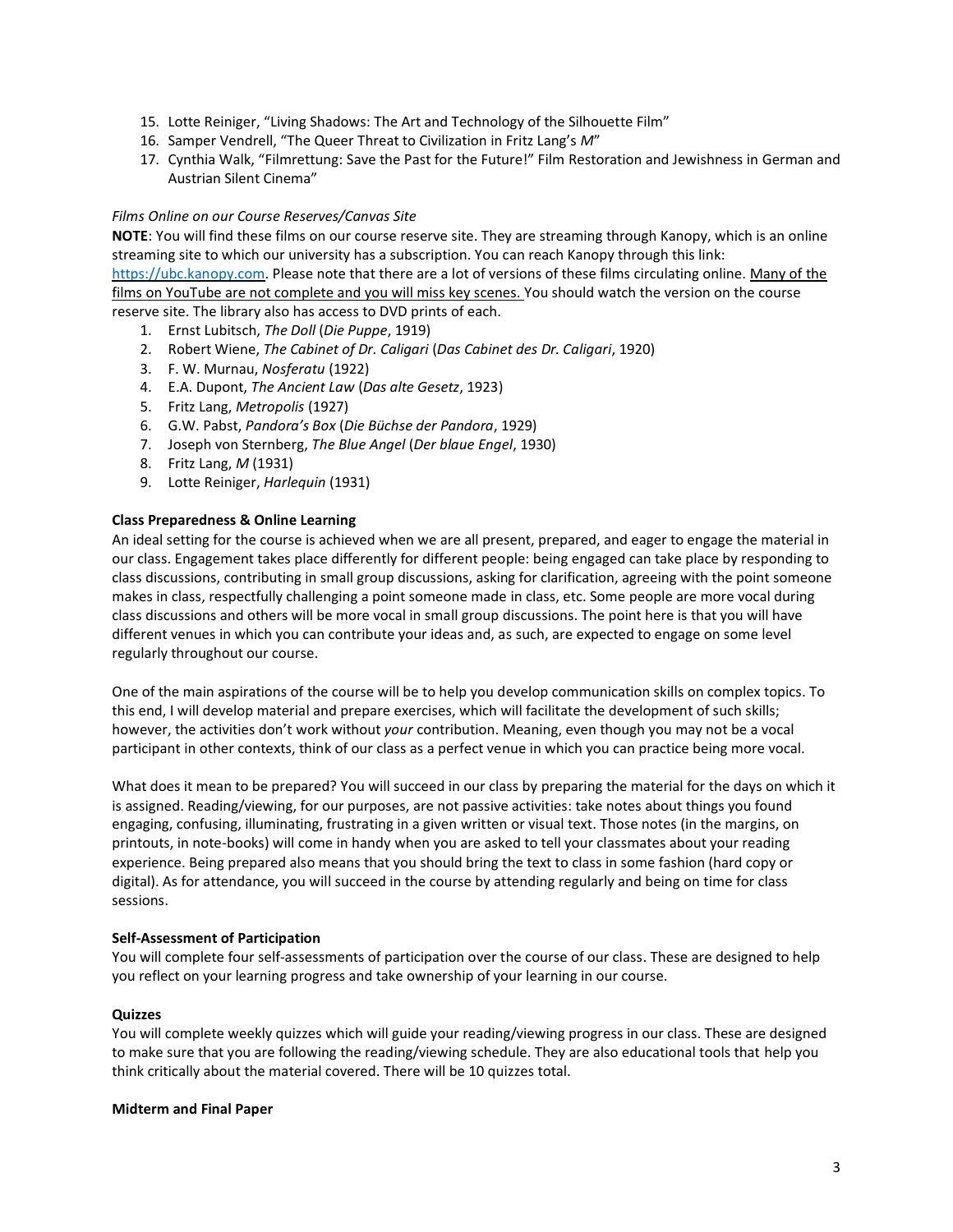15. Lotte Reiniger, "Living Shadows: The Art and Technology of the Silhouette Film"
16. Samper Vendrell, "The Queer Threat to Civilization in Fritz Lang's *M*"
17. Cynthia Walk, "Filmrettung: Save the Past for the Future!" Film Restoration and Jewishness in German and Austrian Silent Cinema"

*Films Online on our Course Reserves/Canvas Site*

**NOTE**: You will find these films on our course reserve site. They are streaming through Kanopy, which is an online streaming site to which our university has a subscription. You can reach Kanopy through this link: [https://ubc.kanopy.com](https://ubc.kanopy.com). Please note that there are a lot of versions of these films circulating online. <u>Many of the films on YouTube are not complete and you will miss key scenes.</u> You should watch the version on the course reserve site. The library also has access to DVD prints of each.

1. Ernst Lubitsch, *The Doll* (*Die Puppe*, 1919)
2. Robert Wiene, *The Cabinet of Dr. Caligari* (*Das Cabinet des Dr. Caligari*, 1920)
3. F. W. Murnau, *Nosferatu* (1922)
4. E.A. Dupont, *The Ancient Law* (*Das alte Gesetz*, 1923)
5. Fritz Lang, *Metropolis* (1927)
6. G.W. Pabst, *Pandora's Box* (*Die Büchse der Pandora*, 1929)
7. Joseph von Sternberg, *The Blue Angel* (*Der blaue Engel*, 1930)
8. Fritz Lang, *M* (1931)
9. Lotte Reiniger, *Harlequin* (1931)

**Class Preparedness & Online Learning**

An ideal setting for the course is achieved when we are all present, prepared, and eager to engage the material in our class. Engagement takes place differently for different people: being engaged can take place by responding to class discussions, contributing in small group discussions, asking for clarification, agreeing with the point someone makes in class, respectfully challenging a point someone made in class, etc. Some people are more vocal during class discussions and others will be more vocal in small group discussions. The point here is that you will have different venues in which you can contribute your ideas and, as such, are expected to engage on some level regularly throughout our course.

One of the main aspirations of the course will be to help you develop communication skills on complex topics. To this end, I will develop material and prepare exercises, which will facilitate the development of such skills; however, the activities don't work without *your* contribution. Meaning, even though you may not be a vocal participant in other contexts, think of our class as a perfect venue in which you can practice being more vocal.

What does it mean to be prepared? You will succeed in our class by preparing the material for the days on which it is assigned. Reading/viewing, for our purposes, are not passive activities: take notes about things you found engaging, confusing, illuminating, frustrating in a given written or visual text. Those notes (in the margins, on printouts, in note-books) will come in handy when you are asked to tell your classmates about your reading experience. Being prepared also means that you should bring the text to class in some fashion (hard copy or digital). As for attendance, you will succeed in the course by attending regularly and being on time for class sessions.

**Self-Assessment of Participation**

You will complete four self-assessments of participation over the course of our class. These are designed to help you reflect on your learning progress and take ownership of your learning in our course.

**Quizzes**

You will complete weekly quizzes which will guide your reading/viewing progress in our class. These are designed to make sure that you are following the reading/viewing schedule. They are also educational tools that help you think critically about the material covered. There will be 10 quizzes total.

**Midterm and Final Paper**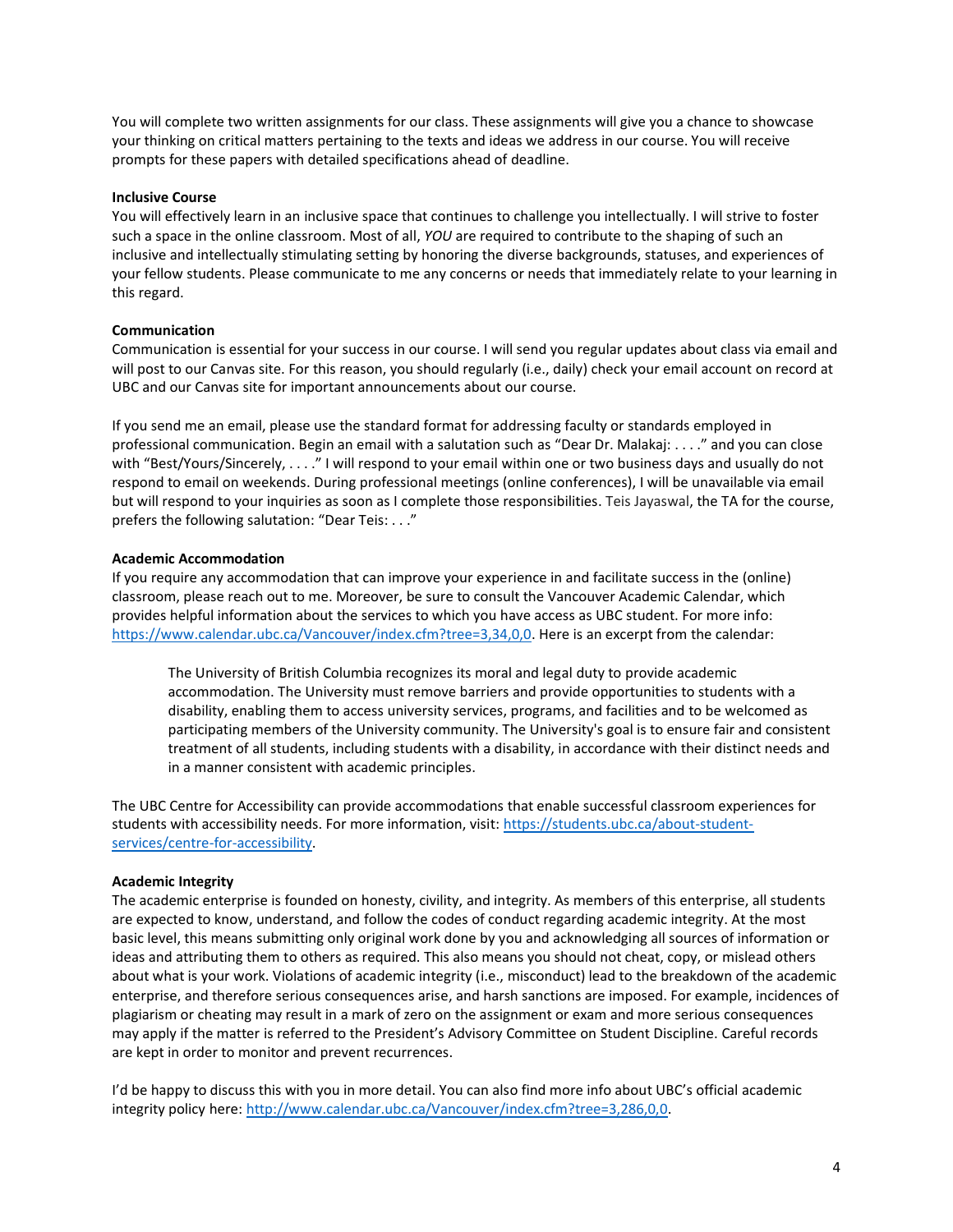You will complete two written assignments for our class. These assignments will give you a chance to showcase your thinking on critical matters pertaining to the texts and ideas we address in our course. You will receive prompts for these papers with detailed specifications ahead of deadline.

**Inclusive Course**

You will effectively learn in an inclusive space that continues to challenge you intellectually. I will strive to foster such a space in the online classroom. Most of all, *YOU* are required to contribute to the shaping of such an inclusive and intellectually stimulating setting by honoring the diverse backgrounds, statuses, and experiences of your fellow students. Please communicate to me any concerns or needs that immediately relate to your learning in this regard.

**Communication**

Communication is essential for your success in our course. I will send you regular updates about class via email and will post to our Canvas site. For this reason, you should regularly (i.e., daily) check your email account on record at UBC and our Canvas site for important announcements about our course.

If you send me an email, please use the standard format for addressing faculty or standards employed in professional communication. Begin an email with a salutation such as "Dear Dr. Malakaj: . . . ." and you can close with "Best/Yours/Sincerely, . . . ." I will respond to your email within one or two business days and usually do not respond to email on weekends. During professional meetings (online conferences), I will be unavailable via email but will respond to your inquiries as soon as I complete those responsibilities. Teis Jayaswal, the TA for the course, prefers the following salutation: "Dear Teis: . . ."

**Academic Accommodation**

If you require any accommodation that can improve your experience in and facilitate success in the (online) classroom, please reach out to me. Moreover, be sure to consult the Vancouver Academic Calendar, which provides helpful information about the services to which you have access as UBC student. For more info: https://www.calendar.ubc.ca/Vancouver/index.cfm?tree=3,34,0,0. Here is an excerpt from the calendar:

> The University of British Columbia recognizes its moral and legal duty to provide academic accommodation. The University must remove barriers and provide opportunities to students with a disability, enabling them to access university services, programs, and facilities and to be welcomed as participating members of the University community. The University's goal is to ensure fair and consistent treatment of all students, including students with a disability, in accordance with their distinct needs and in a manner consistent with academic principles.

The UBC Centre for Accessibility can provide accommodations that enable successful classroom experiences for students with accessibility needs. For more information, visit: https://students.ubc.ca/about-student-services/centre-for-accessibility.

**Academic Integrity**

The academic enterprise is founded on honesty, civility, and integrity. As members of this enterprise, all students are expected to know, understand, and follow the codes of conduct regarding academic integrity. At the most basic level, this means submitting only original work done by you and acknowledging all sources of information or ideas and attributing them to others as required. This also means you should not cheat, copy, or mislead others about what is your work. Violations of academic integrity (i.e., misconduct) lead to the breakdown of the academic enterprise, and therefore serious consequences arise, and harsh sanctions are imposed. For example, incidences of plagiarism or cheating may result in a mark of zero on the assignment or exam and more serious consequences may apply if the matter is referred to the President's Advisory Committee on Student Discipline. Careful records are kept in order to monitor and prevent recurrences.

I'd be happy to discuss this with you in more detail. You can also find more info about UBC's official academic integrity policy here: http://www.calendar.ubc.ca/Vancouver/index.cfm?tree=3,286,0,0.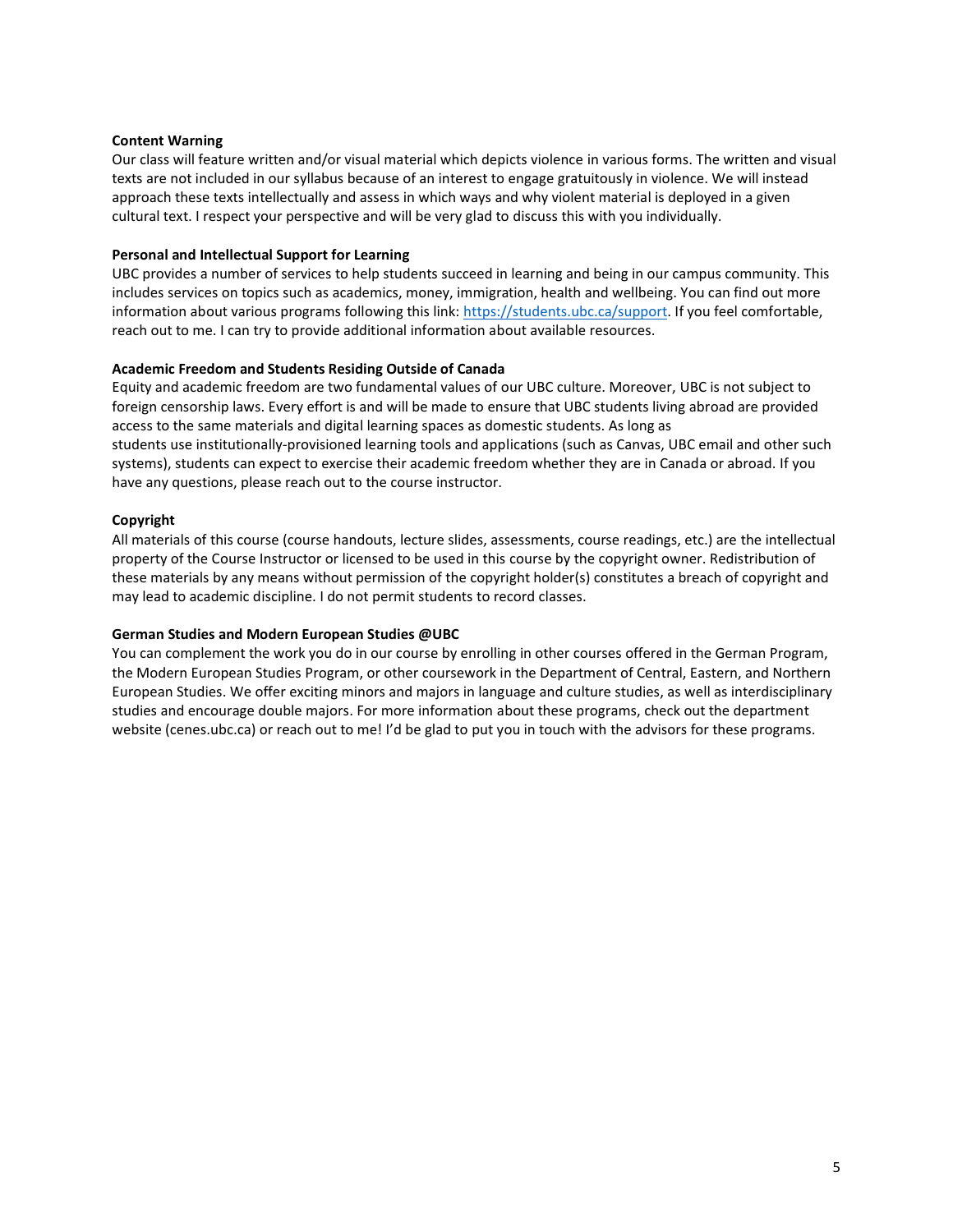**Content Warning**
Our class will feature written and/or visual material which depicts violence in various forms. The written and visual texts are not included in our syllabus because of an interest to engage gratuitously in violence. We will instead approach these texts intellectually and assess in which ways and why violent material is deployed in a given cultural text. I respect your perspective and will be very glad to discuss this with you individually.

**Personal and Intellectual Support for Learning**
UBC provides a number of services to help students succeed in learning and being in our campus community. This includes services on topics such as academics, money, immigration, health and wellbeing. You can find out more information about various programs following this link: [https://students.ubc.ca/support](https://students.ubc.ca/support). If you feel comfortable, reach out to me. I can try to provide additional information about available resources.

**Academic Freedom and Students Residing Outside of Canada**
Equity and academic freedom are two fundamental values of our UBC culture. Moreover, UBC is not subject to foreign censorship laws. Every effort is and will be made to ensure that UBC students living abroad are provided access to the same materials and digital learning spaces as domestic students. As long as students use institutionally-provisioned learning tools and applications (such as Canvas, UBC email and other such systems), students can expect to exercise their academic freedom whether they are in Canada or abroad. If you have any questions, please reach out to the course instructor.

**Copyright**
All materials of this course (course handouts, lecture slides, assessments, course readings, etc.) are the intellectual property of the Course Instructor or licensed to be used in this course by the copyright owner. Redistribution of these materials by any means without permission of the copyright holder(s) constitutes a breach of copyright and may lead to academic discipline. I do not permit students to record classes.

**German Studies and Modern European Studies @UBC**
You can complement the work you do in our course by enrolling in other courses offered in the German Program, the Modern European Studies Program, or other coursework in the Department of Central, Eastern, and Northern European Studies. We offer exciting minors and majors in language and culture studies, as well as interdisciplinary studies and encourage double majors. For more information about these programs, check out the department website (cenes.ubc.ca) or reach out to me! I'd be glad to put you in touch with the advisors for these programs.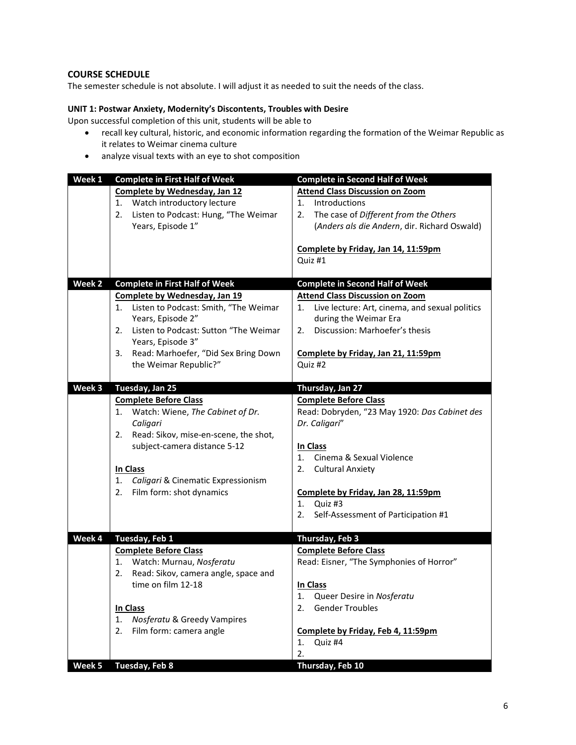## COURSE SCHEDULE

The semester schedule is not absolute. I will adjust it as needed to suit the needs of the class.

### UNIT 1: Postwar Anxiety, Modernity's Discontents, Troubles with Desire

Upon successful completion of this unit, students will be able to

- recall key cultural, historic, and economic information regarding the formation of the Weimar Republic as it relates to Weimar cinema culture
- analyze visual texts with an eye to shot composition

| Week 1 | Complete in First Half of Week | Complete in Second Half of Week |
|---|---|---|
| | **Complete by Wednesday, Jan 12**<br>1. Watch introductory lecture<br>2. Listen to Podcast: Hung, "The Weimar Years, Episode 1" | **Attend Class Discussion on Zoom**<br>1. Introductions<br>2. The case of *Different from the Others* (*Anders als die Andern*, dir. Richard Oswald)<br><br>**Complete by Friday, Jan 14, 11:59pm**<br>Quiz #1 |
| **Week 2** | **Complete in First Half of Week** | **Complete in Second Half of Week** |
| | **Complete by Wednesday, Jan 19**<br>1. Listen to Podcast: Smith, "The Weimar Years, Episode 2"<br>2. Listen to Podcast: Sutton "The Weimar Years, Episode 3"<br>3. Read: Marhoefer, "Did Sex Bring Down the Weimar Republic?" | **Attend Class Discussion on Zoom**<br>1. Live lecture: Art, cinema, and sexual politics during the Weimar Era<br>2. Discussion: Marhoefer's thesis<br><br>**Complete by Friday, Jan 21, 11:59pm**<br>Quiz #2 |
| **Week 3** | **Tuesday, Jan 25** | **Thursday, Jan 27** |
| | **Complete Before Class**<br>1. Watch: Wiene, *The Cabinet of Dr. Caligari*<br>2. Read: Sikov, mise-en-scene, the shot, subject-camera distance 5-12<br><br>**In Class**<br>1. *Caligari* & Cinematic Expressionism<br>2. Film form: shot dynamics | **Complete Before Class**<br>Read: Dobryden, "23 May 1920: *Das Cabinet des Dr. Caligari*"<br><br>**In Class**<br>1. Cinema & Sexual Violence<br>2. Cultural Anxiety<br><br>**Complete by Friday, Jan 28, 11:59pm**<br>1. Quiz #3<br>2. Self-Assessment of Participation #1 |
| **Week 4** | **Tuesday, Feb 1** | **Thursday, Feb 3** |
| | **Complete Before Class**<br>1. Watch: Murnau, *Nosferatu*<br>2. Read: Sikov, camera angle, space and time on film 12-18<br><br>**In Class**<br>1. *Nosferatu* & Greedy Vampires<br>2. Film form: camera angle | **Complete Before Class**<br>Read: Eisner, "The Symphonies of Horror"<br><br>**In Class**<br>1. Queer Desire in *Nosferatu*<br>2. Gender Troubles<br><br>**Complete by Friday, Feb 4, 11:59pm**<br>1. Quiz #4<br>2. |
| **Week 5** | **Tuesday, Feb 8** | **Thursday, Feb 10** |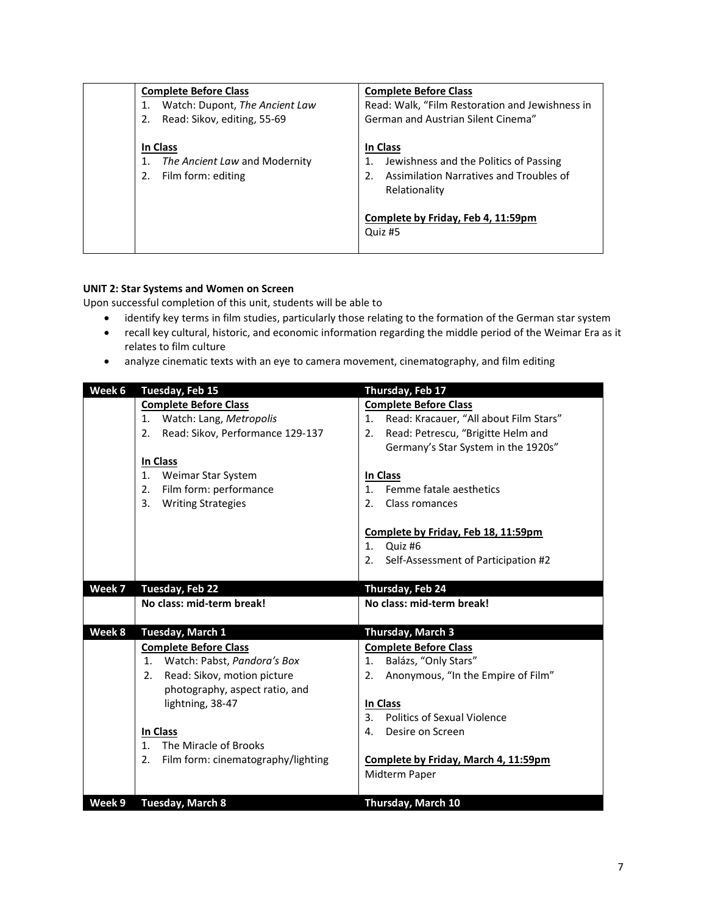| | | |
|---|---|---|
| | **Complete Before Class**<br>1. Watch: Dupont, *The Ancient Law*<br>2. Read: Sikov, editing, 55-69<br><br>**In Class**<br>1. *The Ancient Law* and Modernity<br>2. Film form: editing | **Complete Before Class**<br>Read: Walk, "Film Restoration and Jewishness in German and Austrian Silent Cinema"<br><br>**In Class**<br>1. Jewishness and the Politics of Passing<br>2. Assimilation Narratives and Troubles of Relationality<br><br>**Complete by Friday, Feb 4, 11:59pm**<br>Quiz #5 |

**UNIT 2: Star Systems and Women on Screen**

Upon successful completion of this unit, students will be able to

- identify key terms in film studies, particularly those relating to the formation of the German star system
- recall key cultural, historic, and economic information regarding the middle period of the Weimar Era as it relates to film culture
- analyze cinematic texts with an eye to camera movement, cinematography, and film editing

| Week 6 | Tuesday, Feb 15 | Thursday, Feb 17 |
|---|---|---|
| | **Complete Before Class**<br>1. Watch: Lang, *Metropolis*<br>2. Read: Sikov, Performance 129-137<br><br>**In Class**<br>1. Weimar Star System<br>2. Film form: performance<br>3. Writing Strategies | **Complete Before Class**<br>1. Read: Kracauer, "All about Film Stars"<br>2. Read: Petrescu, "Brigitte Helm and Germany's Star System in the 1920s"<br><br>**In Class**<br>1. Femme fatale aesthetics<br>2. Class romances<br><br>**Complete by Friday, Feb 18, 11:59pm**<br>1. Quiz #6<br>2. Self-Assessment of Participation #2 |
| **Week 7** | **Tuesday, Feb 22** | **Thursday, Feb 24** |
| | **No class: mid-term break!** | **No class: mid-term break!** |
| **Week 8** | **Tuesday, March 1** | **Thursday, March 3** |
| | **Complete Before Class**<br>1. Watch: Pabst, *Pandora's Box*<br>2. Read: Sikov, motion picture photography, aspect ratio, and lightning, 38-47<br><br>**In Class**<br>1. The Miracle of Brooks<br>2. Film form: cinematography/lighting | **Complete Before Class**<br>1. Balázs, "Only Stars"<br>2. Anonymous, "In the Empire of Film"<br><br>**In Class**<br>3. Politics of Sexual Violence<br>4. Desire on Screen<br><br>**Complete by Friday, March 4, 11:59pm**<br>Midterm Paper |
| **Week 9** | **Tuesday, March 8** | **Thursday, March 10** |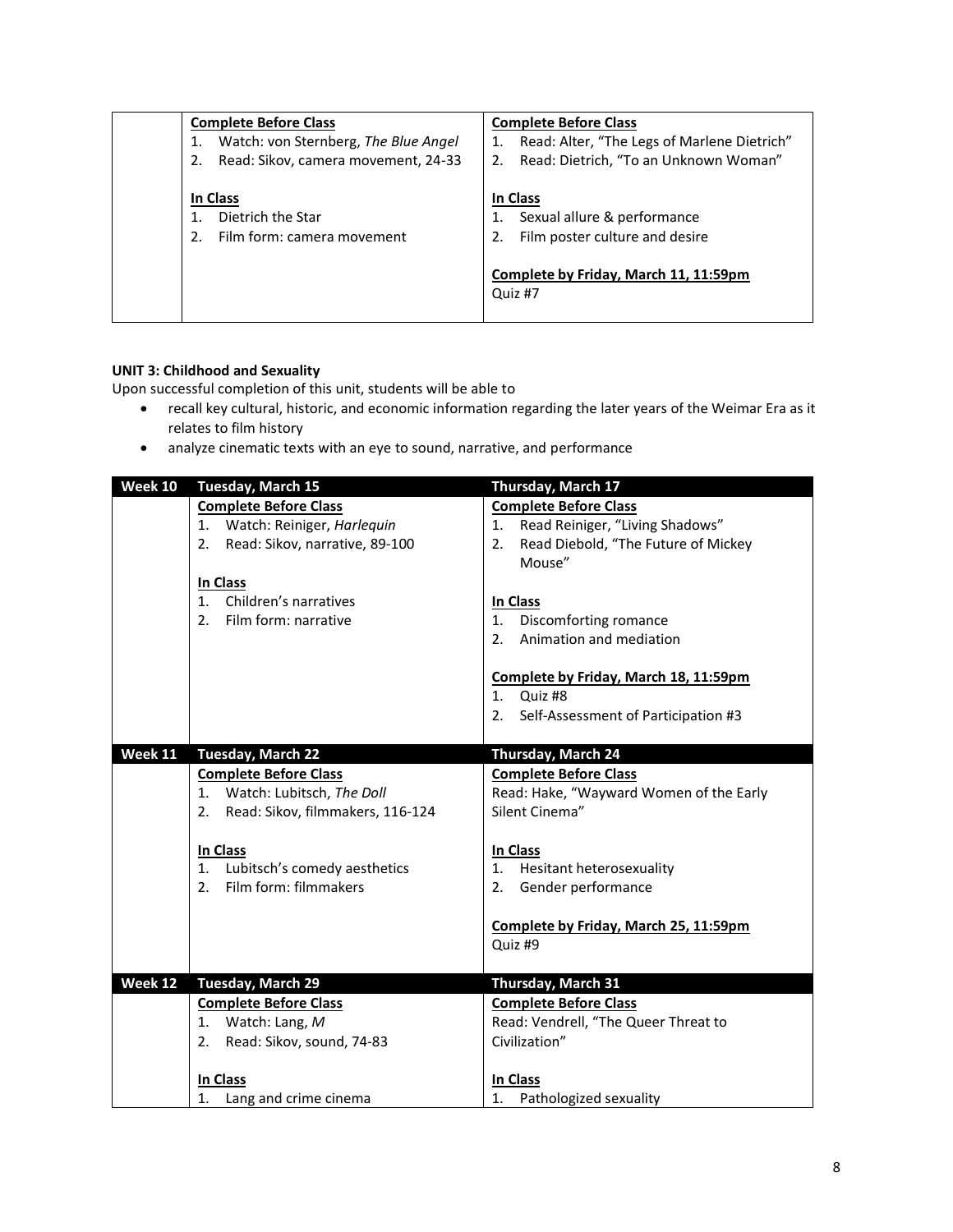| | | |
|---|---|---|
| | **Complete Before Class**<br>1. Watch: von Sternberg, *The Blue Angel*<br>2. Read: Sikov, camera movement, 24-33<br><br>**In Class**<br>1. Dietrich the Star<br>2. Film form: camera movement | **Complete Before Class**<br>1. Read: Alter, "The Legs of Marlene Dietrich"<br>2. Read: Dietrich, "To an Unknown Woman"<br><br>**In Class**<br>1. Sexual allure & performance<br>2. Film poster culture and desire<br><br>**Complete by Friday, March 11, 11:59pm**<br>Quiz #7 |

**UNIT 3: Childhood and Sexuality**

Upon successful completion of this unit, students will be able to

- recall key cultural, historic, and economic information regarding the later years of the Weimar Era as it relates to film history
- analyze cinematic texts with an eye to sound, narrative, and performance

| Week 10 | Tuesday, March 15 | Thursday, March 17 |
|---|---|---|
| | **Complete Before Class**<br>1. Watch: Reiniger, *Harlequin*<br>2. Read: Sikov, narrative, 89-100<br><br>**In Class**<br>1. Children's narratives<br>2. Film form: narrative | **Complete Before Class**<br>1. Read Reiniger, "Living Shadows"<br>2. Read Diebold, "The Future of Mickey Mouse"<br><br>**In Class**<br>1. Discomforting romance<br>2. Animation and mediation<br><br>**Complete by Friday, March 18, 11:59pm**<br>1. Quiz #8<br>2. Self-Assessment of Participation #3 |
| **Week 11** | **Tuesday, March 22** | **Thursday, March 24** |
| | **Complete Before Class**<br>1. Watch: Lubitsch, *The Doll*<br>2. Read: Sikov, filmmakers, 116-124<br><br>**In Class**<br>1. Lubitsch's comedy aesthetics<br>2. Film form: filmmakers | **Complete Before Class**<br>Read: Hake, "Wayward Women of the Early Silent Cinema"<br><br>**In Class**<br>1. Hesitant heterosexuality<br>2. Gender performance<br><br>**Complete by Friday, March 25, 11:59pm**<br>Quiz #9 |
| **Week 12** | **Tuesday, March 29** | **Thursday, March 31** |
| | **Complete Before Class**<br>1. Watch: Lang, *M*<br>2. Read: Sikov, sound, 74-83<br><br>**In Class**<br>1. Lang and crime cinema | **Complete Before Class**<br>Read: Vendrell, "The Queer Threat to Civilization"<br><br>**In Class**<br>1. Pathologized sexuality |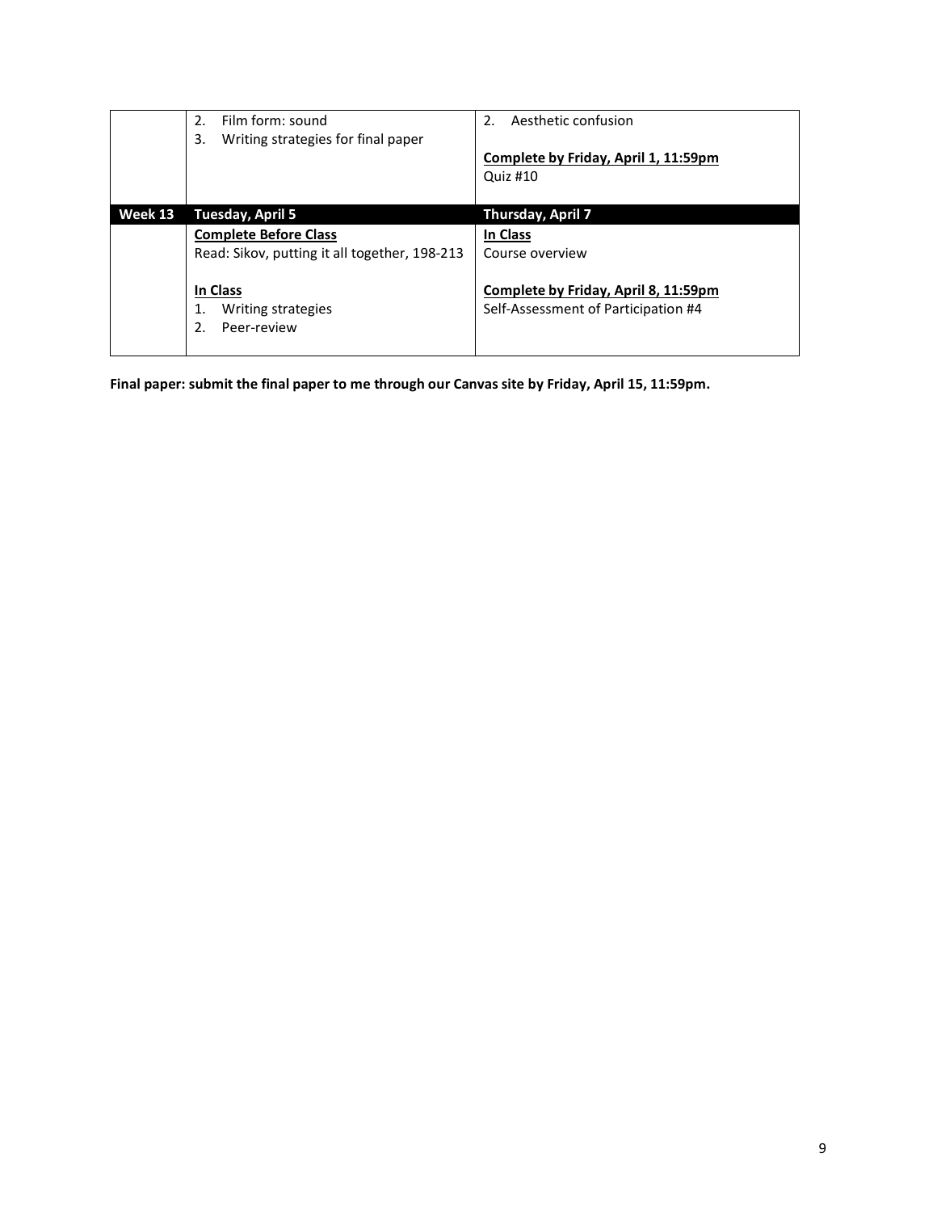| | | |
|---|---|---|
| | 2. Film form: sound<br>3. Writing strategies for final paper | 2. Aesthetic confusion<br><br>**Complete by Friday, April 1, 11:59pm**<br>Quiz #10 |
| **Week 13** | **Tuesday, April 5** | **Thursday, April 7** |
| | **Complete Before Class**<br>Read: Sikov, putting it all together, 198-213<br><br>**In Class**<br>1. Writing strategies<br>2. Peer-review | **In Class**<br>Course overview<br><br>**Complete by Friday, April 8, 11:59pm**<br>Self-Assessment of Participation #4 |

**Final paper: submit the final paper to me through our Canvas site by Friday, April 15, 11:59pm.**